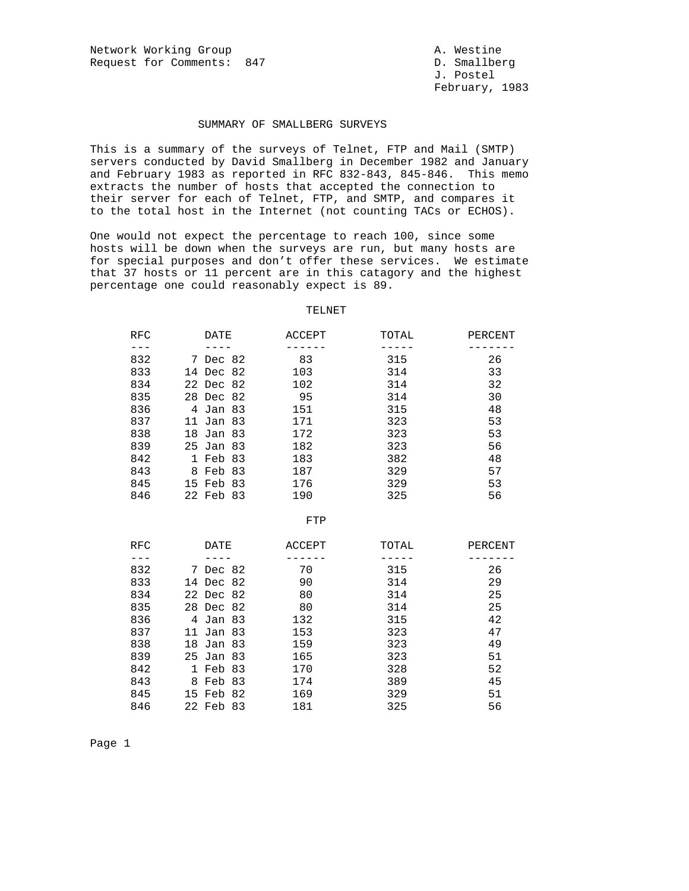Network Working Group    A. Westine
Request for Comments: 847    D. Smallberg
J. Postel
February, 1983

# SUMMARY OF SMALLBERG SURVEYS

This is a summary of the surveys of Telnet, FTP and Mail (SMTP) servers conducted by David Smallberg in December 1982 and January and February 1983 as reported in RFC 832-843, 845-846. This memo extracts the number of hosts that accepted the connection to their server for each of Telnet, FTP, and SMTP, and compares it to the total host in the Internet (not counting TACs or ECHOS).

One would not expect the percentage to reach 100, since some hosts will be down when the surveys are run, but many hosts are for special purposes and don't offer these services. We estimate that 37 hosts or 11 percent are in this catagory and the highest percentage one could reasonably expect is 89.

## TELNET

| RFC | DATE | ACCEPT | TOTAL | PERCENT |
|---|---|---|---|---|
| 832 | 7 Dec 82 | 83 | 315 | 26 |
| 833 | 14 Dec 82 | 103 | 314 | 33 |
| 834 | 22 Dec 82 | 102 | 314 | 32 |
| 835 | 28 Dec 82 | 95 | 314 | 30 |
| 836 | 4 Jan 83 | 151 | 315 | 48 |
| 837 | 11 Jan 83 | 171 | 323 | 53 |
| 838 | 18 Jan 83 | 172 | 323 | 53 |
| 839 | 25 Jan 83 | 182 | 323 | 56 |
| 842 | 1 Feb 83 | 183 | 382 | 48 |
| 843 | 8 Feb 83 | 187 | 329 | 57 |
| 845 | 15 Feb 83 | 176 | 329 | 53 |
| 846 | 22 Feb 83 | 190 | 325 | 56 |

## FTP

| RFC | DATE | ACCEPT | TOTAL | PERCENT |
|---|---|---|---|---|
| 832 | 7 Dec 82 | 70 | 315 | 26 |
| 833 | 14 Dec 82 | 90 | 314 | 29 |
| 834 | 22 Dec 82 | 80 | 314 | 25 |
| 835 | 28 Dec 82 | 80 | 314 | 25 |
| 836 | 4 Jan 83 | 132 | 315 | 42 |
| 837 | 11 Jan 83 | 153 | 323 | 47 |
| 838 | 18 Jan 83 | 159 | 323 | 49 |
| 839 | 25 Jan 83 | 165 | 323 | 51 |
| 842 | 1 Feb 83 | 170 | 328 | 52 |
| 843 | 8 Feb 83 | 174 | 389 | 45 |
| 845 | 15 Feb 82 | 169 | 329 | 51 |
| 846 | 22 Feb 83 | 181 | 325 | 56 |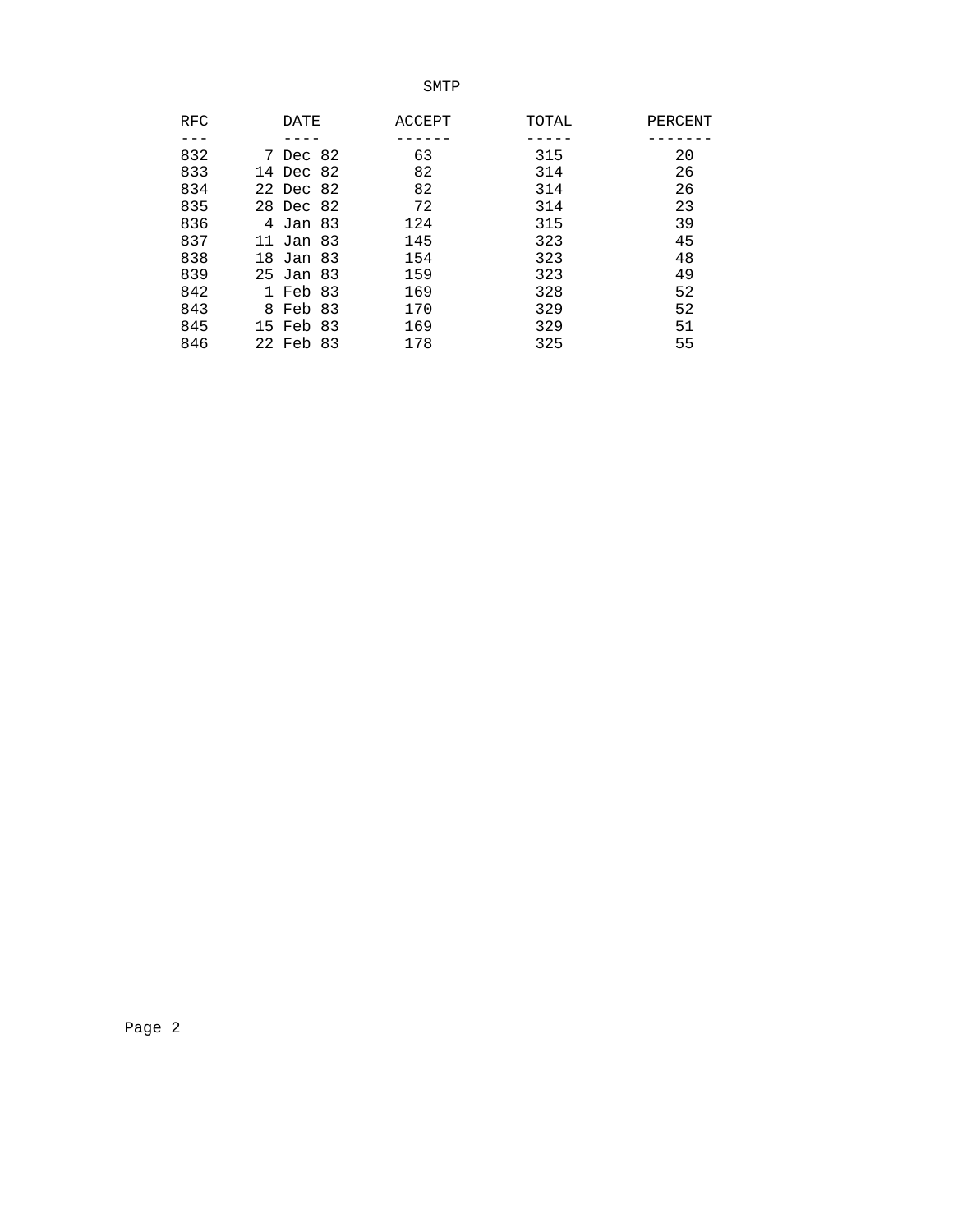SMTP

| RFC | DATE | ACCEPT | TOTAL | PERCENT |
|---|---|---|---|---|
| 832 | 7 Dec 82 | 63 | 315 | 20 |
| 833 | 14 Dec 82 | 82 | 314 | 26 |
| 834 | 22 Dec 82 | 82 | 314 | 26 |
| 835 | 28 Dec 82 | 72 | 314 | 23 |
| 836 | 4 Jan 83 | 124 | 315 | 39 |
| 837 | 11 Jan 83 | 145 | 323 | 45 |
| 838 | 18 Jan 83 | 154 | 323 | 48 |
| 839 | 25 Jan 83 | 159 | 323 | 49 |
| 842 | 1 Feb 83 | 169 | 328 | 52 |
| 843 | 8 Feb 83 | 170 | 329 | 52 |
| 845 | 15 Feb 83 | 169 | 329 | 51 |
| 846 | 22 Feb 83 | 178 | 325 | 55 |